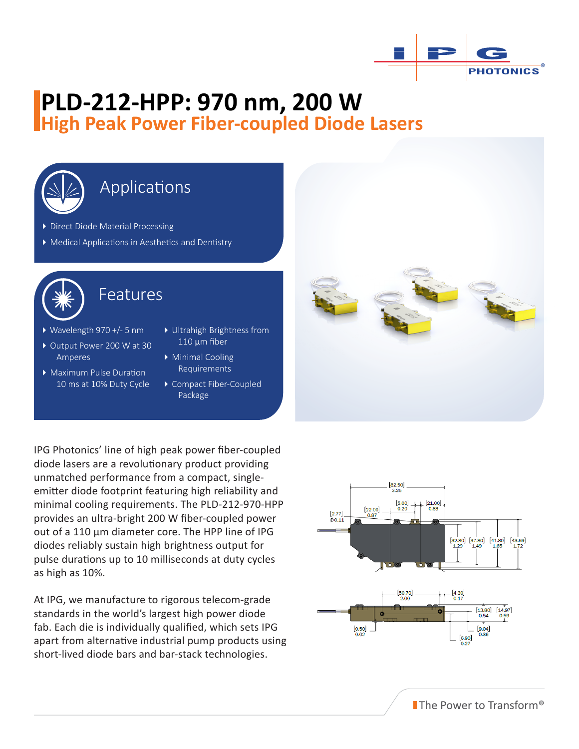# PLD-212-HPP: 970 nm, 200 W

## High Peak Power Fiber-coupled Diode Lasers

### Applications

- Direct Diode Material Processing
- Medical Applications in Aesthetics and Dentistry

### Features

- Wavelength 970 +/- 5 nm
- Output Power 200 W at 30 Amperes
- Maximum Pulse Duration 10 ms at 10% Duty Cycle
- Ultrahigh Brightness from 110 µm fiber
- Minimal Cooling Requirements
- Compact Fiber-Coupled Package

IPG Photonics' line of high peak power fiber-coupled diode lasers are a revolutionary product providing unmatched performance from a compact, single-emitter diode footprint featuring high reliability and minimal cooling requirements. The PLD-212-970-HPP provides an ultra-bright 200 W fiber-coupled power out of a 110 µm diameter core. The HPP line of IPG diodes reliably sustain high brightness output for pulse durations up to 10 milliseconds at duty cycles as high as 10%.

At IPG, we manufacture to rigorous telecom-grade standards in the world's largest high power diode fab. Each die is individually qualified, which sets IPG apart from alternative industrial pump products using short-lived diode bars and bar-stack technologies.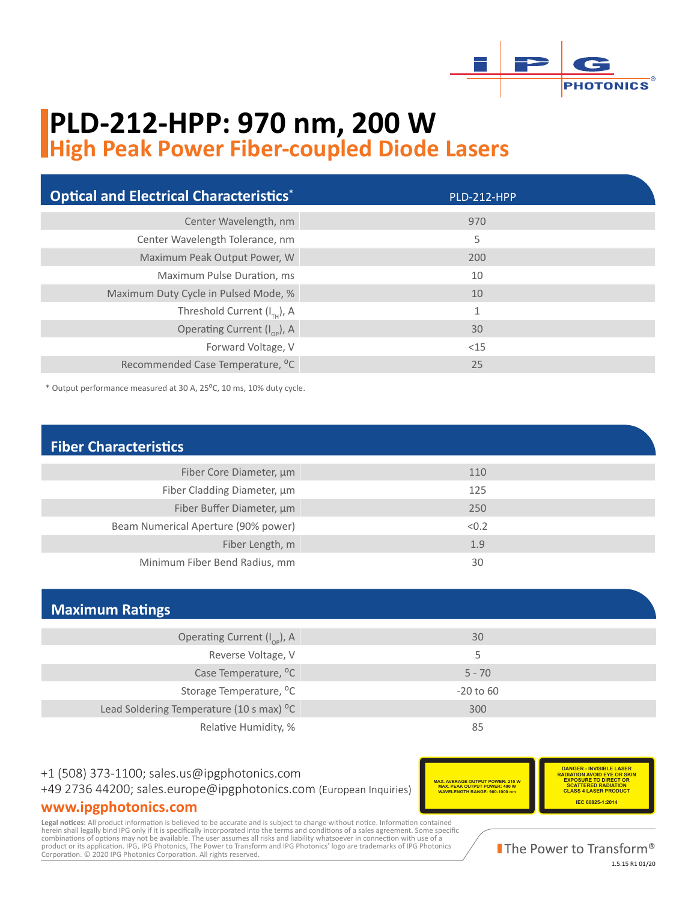# PLD-212-HPP: 970 nm, 200 W

## High Peak Power Fiber-coupled Diode Lasers

| Optical and Electrical Characteristics* | PLD-212-HPP |
|---|---|
| Center Wavelength, nm | 970 |
| Center Wavelength Tolerance, nm | 5 |
| Maximum Peak Output Power, W | 200 |
| Maximum Pulse Duration, ms | 10 |
| Maximum Duty Cycle in Pulsed Mode, % | 10 |
| Threshold Current ($I_{TH}$), A | 1 |
| Operating Current ($I_{OP}$), A | 30 |
| Forward Voltage, V | <15 |
| Recommended Case Temperature, °C | 25 |

* Output performance measured at 30 A, 25°C, 10 ms, 10% duty cycle.

| Fiber Characteristics | |
|---|---|
| Fiber Core Diameter, µm | 110 |
| Fiber Cladding Diameter, µm | 125 |
| Fiber Buffer Diameter, µm | 250 |
| Beam Numerical Aperture (90% power) | <0.2 |
| Fiber Length, m | 1.9 |
| Minimum Fiber Bend Radius, mm | 30 |

| Maximum Ratings | |
|---|---|
| Operating Current ($I_{OP}$), A | 30 |
| Reverse Voltage, V | 5 |
| Case Temperature, °C | 5 - 70 |
| Storage Temperature, °C | -20 to 60 |
| Lead Soldering Temperature (10 s max) °C | 300 |
| Relative Humidity, % | 85 |

+1 (508) 373-1100; sales.us@ipgphotonics.com
+49 2736 44200; sales.europe@ipgphotonics.com (European Inquiries)

**www.ipgphotonics.com**

MAX. AVERAGE OUTPUT POWER: 210 W
MAX. PEAK OUTPUT POWER: 400 W
WAVELENGTH RANGE: 900-1000 nm

DANGER - INVISIBLE LASER RADIATION AVOID EYE OR SKIN EXPOSURE TO DIRECT OR SCATTERED RADIATION
CLASS 4 LASER PRODUCT
IEC 60825-1:2014

**Legal notices:** All product information is believed to be accurate and is subject to change without notice. Information contained herein shall legally bind IPG only if it is specifically incorporated into the terms and conditions of a sales agreement. Some specific combinations of options may not be available. The user assumes all risks and liability whatsoever in connection with use of a product or its application. IPG, IPG Photonics, The Power to Transform and IPG Photonics' logo are trademarks of IPG Photonics Corporation. © 2020 IPG Photonics Corporation. All rights reserved.

The Power to Transform®

1.5.15 R1 01/20